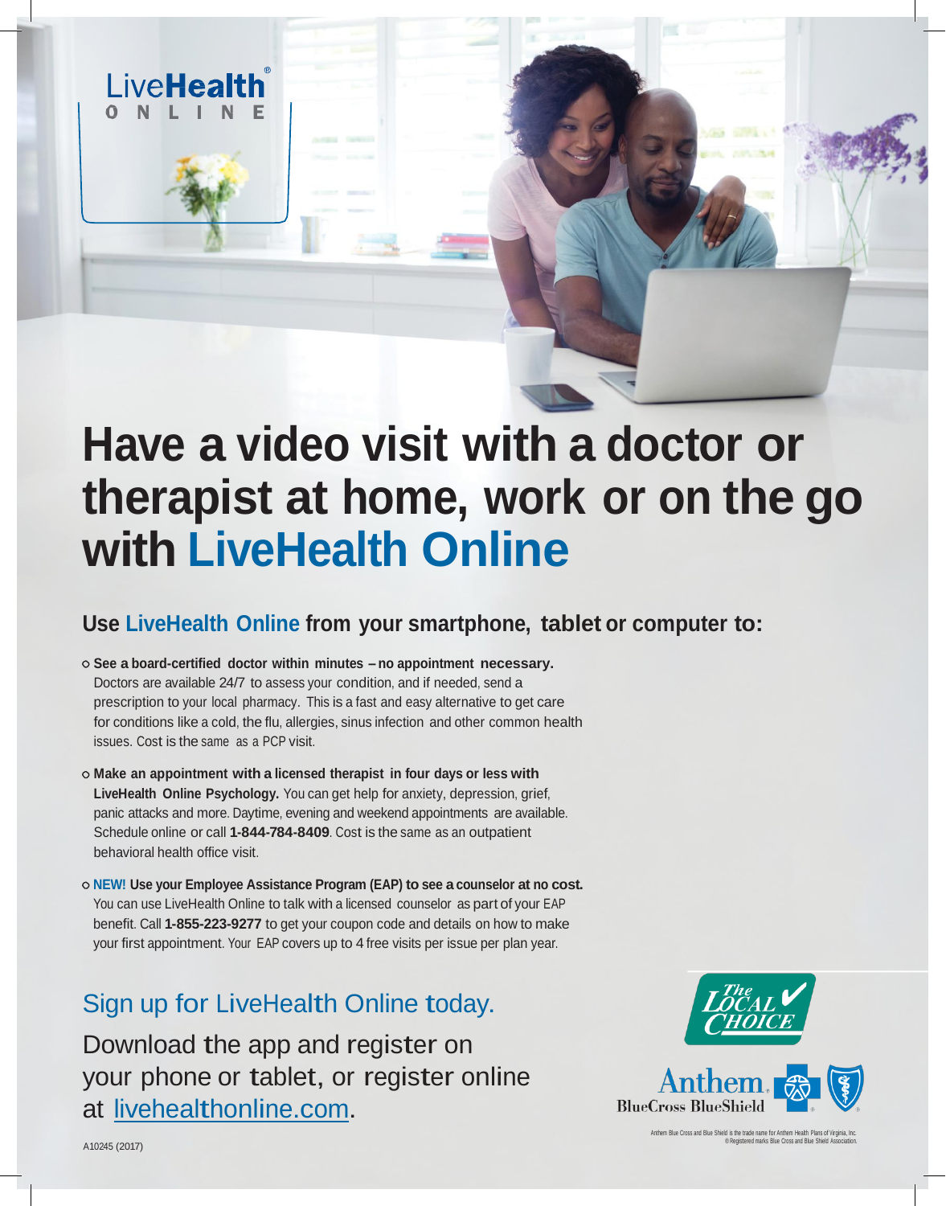LiveHealth® ONLINE

# Have a video visit with a doctor or therapist at home, work or on the go with LiveHealth Online

## Use LiveHealth Online from your smartphone, tablet or computer to:

- **See a board-certified doctor within minutes – no appointment necessary.** Doctors are available 24/7 to assess your condition, and if needed, send a prescription to your local pharmacy. This is a fast and easy alternative to get care for conditions like a cold, the flu, allergies, sinus infection and other common health issues. Cost is the same as a PCP visit.
- **Make an appointment with a licensed therapist in four days or less with LiveHealth Online Psychology.** You can get help for anxiety, depression, grief, panic attacks and more. Daytime, evening and weekend appointments are available. Schedule online or call **1-844-784-8409**. Cost is the same as an outpatient behavioral health office visit.
- **NEW! Use your Employee Assistance Program (EAP) to see a counselor at no cost.** You can use LiveHealth Online to talk with a licensed counselor as part of your EAP benefit. Call **1-855-223-9277** to get your coupon code and details on how to make your first appointment. Your EAP covers up to 4 free visits per issue per plan year.

## Sign up for LiveHealth Online today.

Download the app and register on your phone or tablet, or register online at livehealthonline.com.

The Local Choice

Anthem BlueCross BlueShield

Anthem Blue Cross and Blue Shield is the trade name for Anthem Health Plans of Virginia, Inc. ® Registered marks Blue Cross and Blue Shield Association.

A10245 (2017)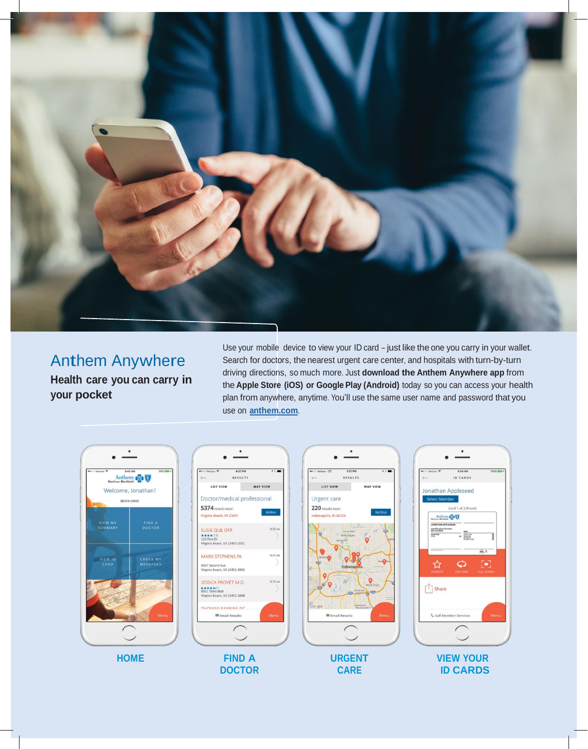# Anthem Anywhere

**Health care you can carry in your pocket**

Use your mobile device to view your ID card – just like the one you carry in your wallet. Search for doctors, the nearest urgent care center, and hospitals with turn-by-turn driving directions, so much more. Just **download the Anthem Anywhere app** from the **Apple Store (iOS) or Google Play (Android)** today so you can access your health plan from anywhere, anytime. You'll use the same user name and password that you use on **anthem.com**.

HOME

FIND A DOCTOR

URGENT CARE

VIEW YOUR ID CARDS